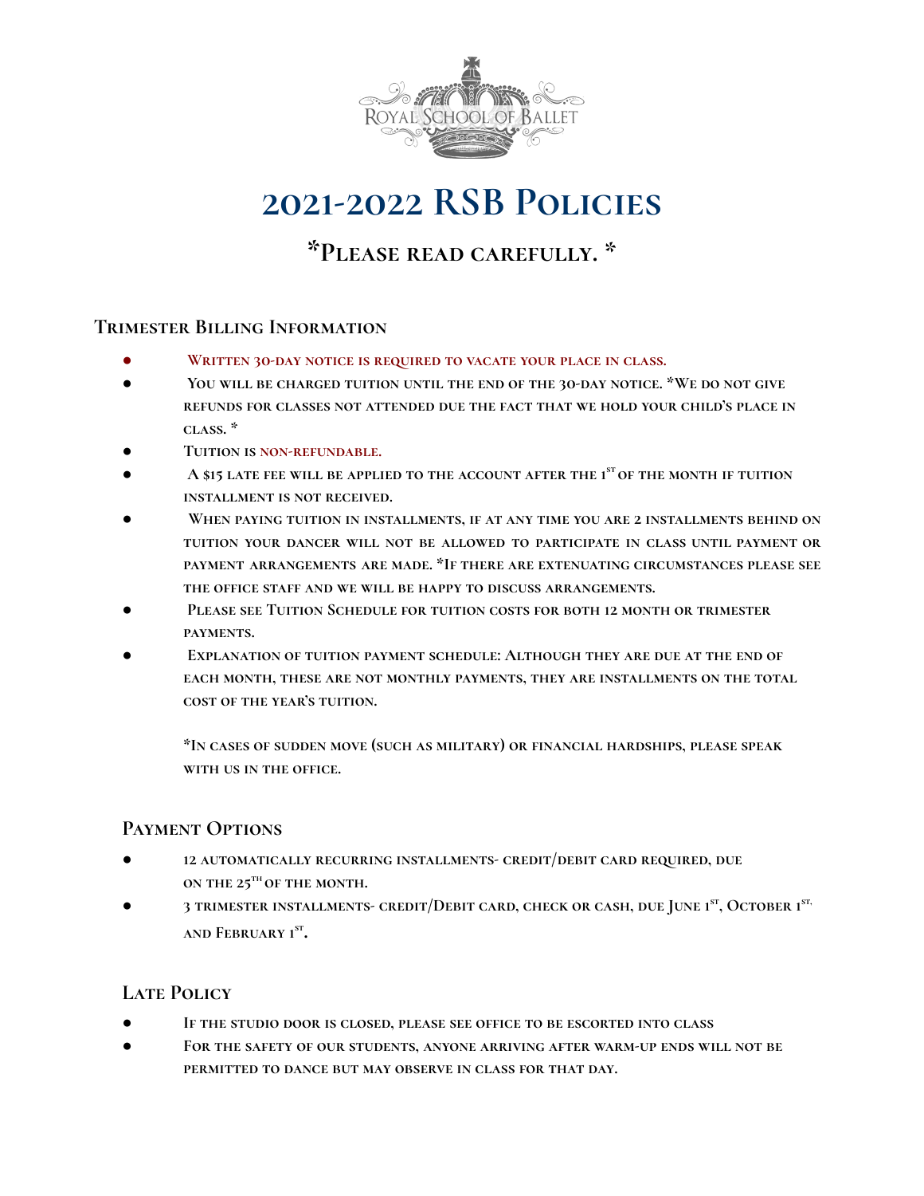Royal School of Ballet

# 2021-2022 RSB Policies

## *Please read carefully. *

### Trimester Billing Information

- Written 30-day notice is required to vacate your place in class.
- You will be charged tuition until the end of the 30-day notice. *We do not give refunds for classes not attended due the fact that we hold your child's place in class. *
- Tuition is non-refundable.
- A $15 late fee will be applied to the account after the 1st of the month if tuition installment is not received.
- When paying tuition in installments, if at any time you are 2 installments behind on tuition your dancer will not be allowed to participate in class until payment or payment arrangements are made. *If there are extenuating circumstances please see the office staff and we will be happy to discuss arrangements.
- Please see Tuition Schedule for tuition costs for both 12 month or trimester payments.
- Explanation of tuition payment schedule: Although they are due at the end of each month, these are not monthly payments, they are installments on the total cost of the year's tuition.

  *In cases of sudden move (such as military) or financial hardships, please speak with us in the office.

### Payment Options

- 12 automatically recurring installments- credit/debit card required, due on the 25th of the month.
- 3 trimester installments- credit/Debit card, check or cash, due June 1st, October 1st, and February 1st.

### Late Policy

- If the studio door is closed, please see office to be escorted into class
- For the safety of our students, anyone arriving after warm-up ends will not be permitted to dance but may observe in class for that day.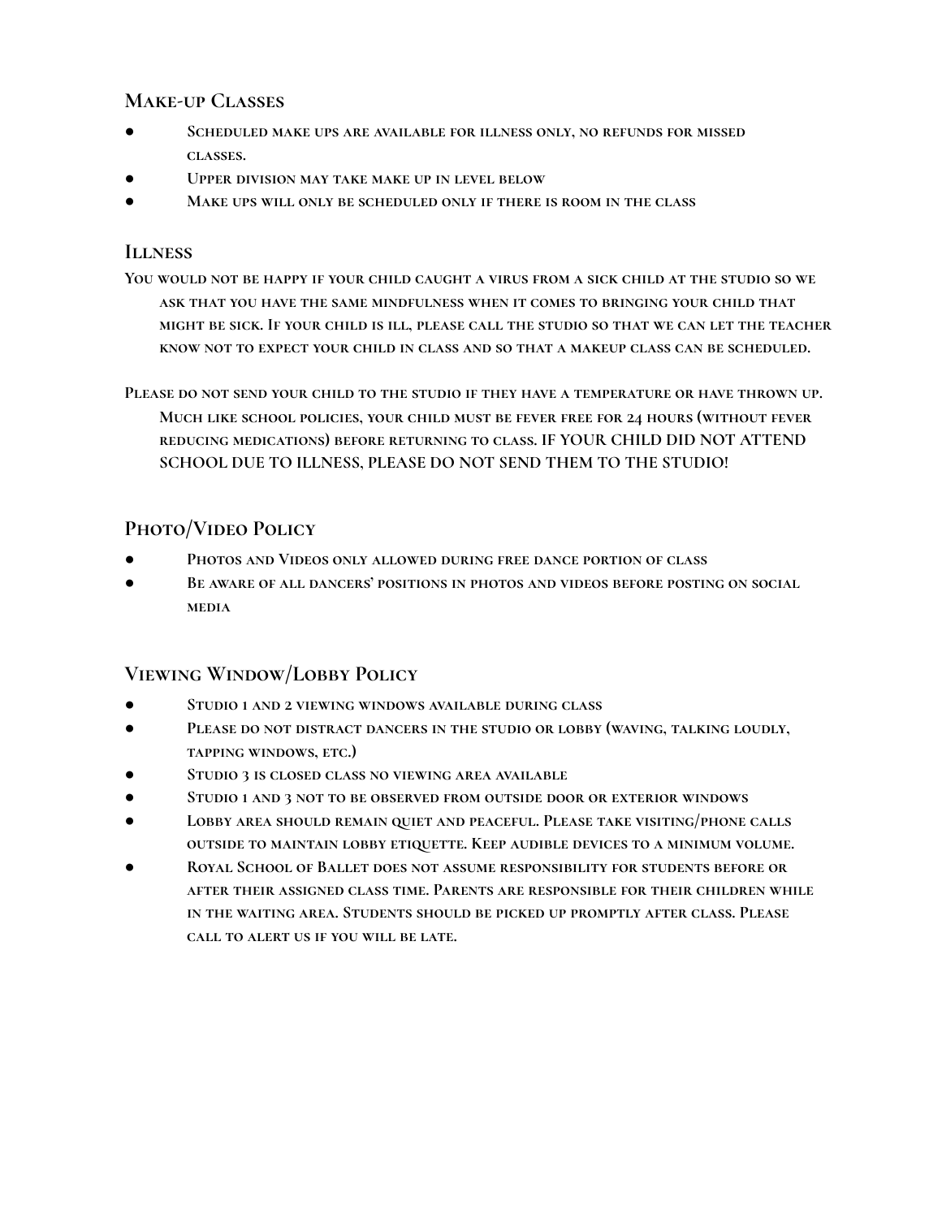## Make-up Classes

- Scheduled make ups are available for illness only, no refunds for missed classes.
- Upper division may take make up in level below
- Make ups will only be scheduled only if there is room in the class

## Illness

You would not be happy if your child caught a virus from a sick child at the studio so we ask that you have the same mindfulness when it comes to bringing your child that might be sick. If your child is ill, please call the studio so that we can let the teacher know not to expect your child in class and so that a makeup class can be scheduled.

Please do not send your child to the studio if they have a temperature or have thrown up. Much like school policies, your child must be fever free for 24 hours (without fever reducing medications) before returning to class. IF YOUR CHILD DID NOT ATTEND SCHOOL DUE TO ILLNESS, PLEASE DO NOT SEND THEM TO THE STUDIO!

## Photo/Video Policy

- Photos and Videos only allowed during free dance portion of class
- Be aware of all dancers' positions in photos and videos before posting on social media

## Viewing Window/Lobby Policy

- Studio 1 and 2 viewing windows available during class
- Please do not distract dancers in the studio or lobby (waving, talking loudly, tapping windows, etc.)
- Studio 3 is closed class no viewing area available
- Studio 1 and 3 not to be observed from outside door or exterior windows
- Lobby area should remain quiet and peaceful. Please take visiting/phone calls outside to maintain lobby etiquette. Keep audible devices to a minimum volume.
- Royal School of Ballet does not assume responsibility for students before or after their assigned class time. Parents are responsible for their children while in the waiting area. Students should be picked up promptly after class. Please call to alert us if you will be late.